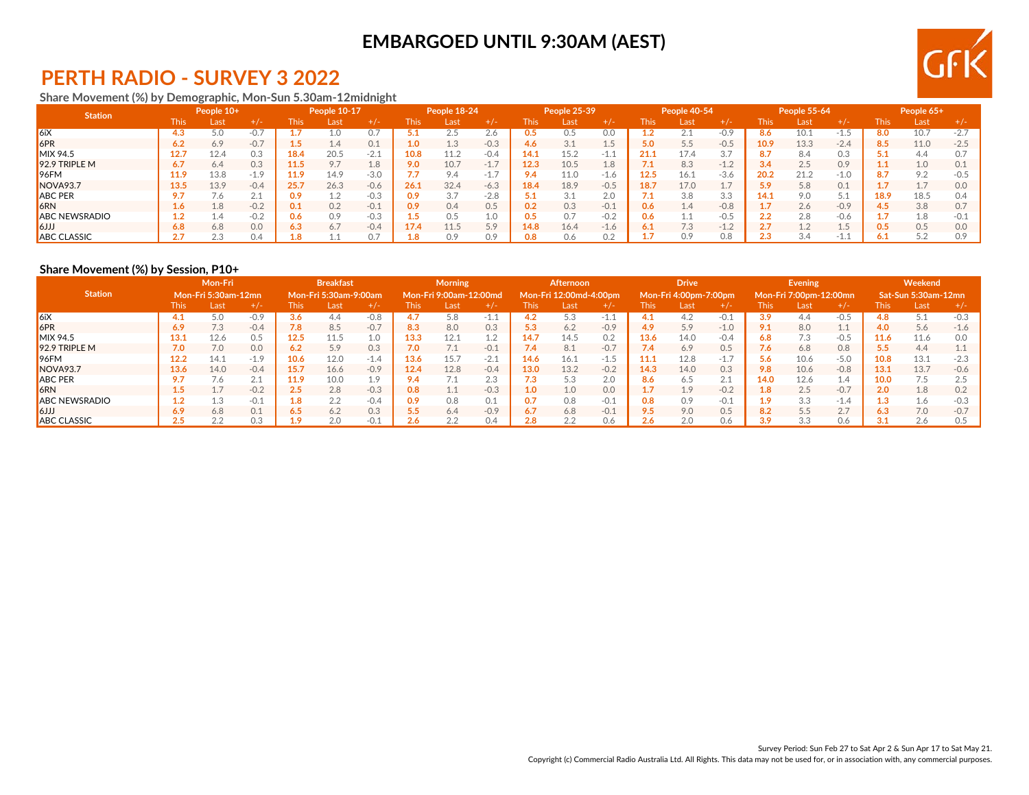# EMBARGOED UNTIL 9:30AM (AEST)

## PERTH RADIO - SURVEY 3 2022

### Share Movement (%) by Demographic, Mon-Sun 5.30am-12midnight

| Station | People 10+ | | | People 10-17 | | | People 18-24 | | | People 25-39 | | | People 40-54 | | | People 55-64 | | | People 65+ | | |
|---|---|---|---|---|---|---|---|---|---|---|---|---|---|---|---|---|---|---|---|---|---|
| | This | Last | +/- | This | Last | +/- | This | Last | +/- | This | Last | +/- | This | Last | +/- | This | Last | +/- | This | Last | +/- |
| 6iX | 4.3 | 5.0 | -0.7 | 1.7 | 1.0 | 0.7 | 5.1 | 2.5 | 2.6 | 0.5 | 0.5 | 0.0 | 1.2 | 2.1 | -0.9 | 8.6 | 10.1 | -1.5 | 8.0 | 10.7 | -2.7 |
| 6PR | 6.2 | 6.9 | -0.7 | 1.5 | 1.4 | 0.1 | 1.0 | 1.3 | -0.3 | 4.6 | 3.1 | 1.5 | 5.0 | 5.5 | -0.5 | 10.9 | 13.3 | -2.4 | 8.5 | 11.0 | -2.5 |
| MIX 94.5 | 12.7 | 12.4 | 0.3 | 18.4 | 20.5 | -2.1 | 10.8 | 11.2 | -0.4 | 14.1 | 15.2 | -1.1 | 21.1 | 17.4 | 3.7 | 8.7 | 8.4 | 0.3 | 5.1 | 4.4 | 0.7 |
| 92.9 TRIPLE M | 6.7 | 6.4 | 0.3 | 11.5 | 9.7 | 1.8 | 9.0 | 10.7 | -1.7 | 12.3 | 10.5 | 1.8 | 7.1 | 8.3 | -1.2 | 3.4 | 2.5 | 0.9 | 1.1 | 1.0 | 0.1 |
| 96FM | 11.9 | 13.8 | -1.9 | 11.9 | 14.9 | -3.0 | 7.7 | 9.4 | -1.7 | 9.4 | 11.0 | -1.6 | 12.5 | 16.1 | -3.6 | 20.2 | 21.2 | -1.0 | 8.7 | 9.2 | -0.5 |
| NOVA93.7 | 13.5 | 13.9 | -0.4 | 25.7 | 26.3 | -0.6 | 26.1 | 32.4 | -6.3 | 18.4 | 18.9 | -0.5 | 18.7 | 17.0 | 1.7 | 5.9 | 5.8 | 0.1 | 1.7 | 1.7 | 0.0 |
| ABC PER | 9.7 | 7.6 | 2.1 | 0.9 | 1.2 | -0.3 | 0.9 | 3.7 | -2.8 | 5.1 | 3.1 | 2.0 | 7.1 | 3.8 | 3.3 | 14.1 | 9.0 | 5.1 | 18.9 | 18.5 | 0.4 |
| 6RN | 1.6 | 1.8 | -0.2 | 0.1 | 0.2 | -0.1 | 0.9 | 0.4 | 0.5 | 0.2 | 0.3 | -0.1 | 0.6 | 1.4 | -0.8 | 1.7 | 2.6 | -0.9 | 4.5 | 3.8 | 0.7 |
| ABC NEWSRADIO | 1.2 | 1.4 | -0.2 | 0.6 | 0.9 | -0.3 | 1.5 | 0.5 | 1.0 | 0.5 | 0.7 | -0.2 | 0.6 | 1.1 | -0.5 | 2.2 | 2.8 | -0.6 | 1.7 | 1.8 | -0.1 |
| 6JJJ | 6.8 | 6.8 | 0.0 | 6.3 | 6.7 | -0.4 | 17.4 | 11.5 | 5.9 | 14.8 | 16.4 | -1.6 | 6.1 | 7.3 | -1.2 | 2.7 | 1.2 | 1.5 | 0.5 | 0.5 | 0.0 |
| ABC CLASSIC | 2.7 | 2.3 | 0.4 | 1.8 | 1.1 | 0.7 | 1.8 | 0.9 | 0.9 | 0.8 | 0.6 | 0.2 | 1.7 | 0.9 | 0.8 | 2.3 | 3.4 | -1.1 | 6.1 | 5.2 | 0.9 |

### Share Movement (%) by Session, P10+

| Station | Mon-Fri Mon-Fri 5:30am-12mn | | | Breakfast Mon-Fri 5:30am-9:00am | | | Morning Mon-Fri 9:00am-12:00md | | | Afternoon Mon-Fri 12:00md-4:00pm | | | Drive Mon-Fri 4:00pm-7:00pm | | | Evening Mon-Fri 7:00pm-12:00mn | | | Weekend Sat-Sun 5:30am-12mn | | |
|---|---|---|---|---|---|---|---|---|---|---|---|---|---|---|---|---|---|---|---|---|---|
| | This | Last | +/- | This | Last | +/- | This | Last | +/- | This | Last | +/- | This | Last | +/- | This | Last | +/- | This | Last | +/- |
| 6iX | 4.1 | 5.0 | -0.9 | 3.6 | 4.4 | -0.8 | 4.7 | 5.8 | -1.1 | 4.2 | 5.3 | -1.1 | 4.1 | 4.2 | -0.1 | 3.9 | 4.4 | -0.5 | 4.8 | 5.1 | -0.3 |
| 6PR | 6.9 | 7.3 | -0.4 | 7.8 | 8.5 | -0.7 | 8.3 | 8.0 | 0.3 | 5.3 | 6.2 | -0.9 | 4.9 | 5.9 | -1.0 | 9.1 | 8.0 | 1.1 | 4.0 | 5.6 | -1.6 |
| MIX 94.5 | 13.1 | 12.6 | 0.5 | 12.5 | 11.5 | 1.0 | 13.3 | 12.1 | 1.2 | 14.7 | 14.5 | 0.2 | 13.6 | 14.0 | -0.4 | 6.8 | 7.3 | -0.5 | 11.6 | 11.6 | 0.0 |
| 92.9 TRIPLE M | 7.0 | 7.0 | 0.0 | 6.2 | 5.9 | 0.3 | 7.0 | 7.1 | -0.1 | 7.4 | 8.1 | -0.7 | 7.4 | 6.9 | 0.5 | 7.6 | 6.8 | 0.8 | 5.5 | 4.4 | 1.1 |
| 96FM | 12.2 | 14.1 | -1.9 | 10.6 | 12.0 | -1.4 | 13.6 | 15.7 | -2.1 | 14.6 | 16.1 | -1.5 | 11.1 | 12.8 | -1.7 | 5.6 | 10.6 | -5.0 | 10.8 | 13.1 | -2.3 |
| NOVA93.7 | 13.6 | 14.0 | -0.4 | 15.7 | 16.6 | -0.9 | 12.4 | 12.8 | -0.4 | 13.0 | 13.2 | -0.2 | 14.3 | 14.0 | 0.3 | 9.8 | 10.6 | -0.8 | 13.1 | 13.7 | -0.6 |
| ABC PER | 9.7 | 7.6 | 2.1 | 11.9 | 10.0 | 1.9 | 9.4 | 7.1 | 2.3 | 7.3 | 5.3 | 2.0 | 8.6 | 6.5 | 2.1 | 14.0 | 12.6 | 1.4 | 10.0 | 7.5 | 2.5 |
| 6RN | 1.5 | 1.7 | -0.2 | 2.5 | 2.8 | -0.3 | 0.8 | 1.1 | -0.3 | 1.0 | 1.0 | 0.0 | 1.7 | 1.9 | -0.2 | 1.8 | 2.5 | -0.7 | 2.0 | 1.8 | 0.2 |
| ABC NEWSRADIO | 1.2 | 1.3 | -0.1 | 1.8 | 2.2 | -0.4 | 0.9 | 0.8 | 0.1 | 0.7 | 0.8 | -0.1 | 0.8 | 0.9 | -0.1 | 1.9 | 3.3 | -1.4 | 1.3 | 1.6 | -0.3 |
| 6JJJ | 6.9 | 6.8 | 0.1 | 6.5 | 6.2 | 0.3 | 5.5 | 6.4 | -0.9 | 6.7 | 6.8 | -0.1 | 9.5 | 9.0 | 0.5 | 8.2 | 5.5 | 2.7 | 6.3 | 7.0 | -0.7 |
| ABC CLASSIC | 2.5 | 2.2 | 0.3 | 1.9 | 2.0 | -0.1 | 2.6 | 2.2 | 0.4 | 2.8 | 2.2 | 0.6 | 2.6 | 2.0 | 0.6 | 3.9 | 3.3 | 0.6 | 3.1 | 2.6 | 0.5 |

Survey Period: Sun Feb 27 to Sat Apr 2 & Sun Apr 17 to Sat May 21.

Copyright (c) Commercial Radio Australia Ltd. All Rights. This data may not be used for, or in association with, any commercial purposes.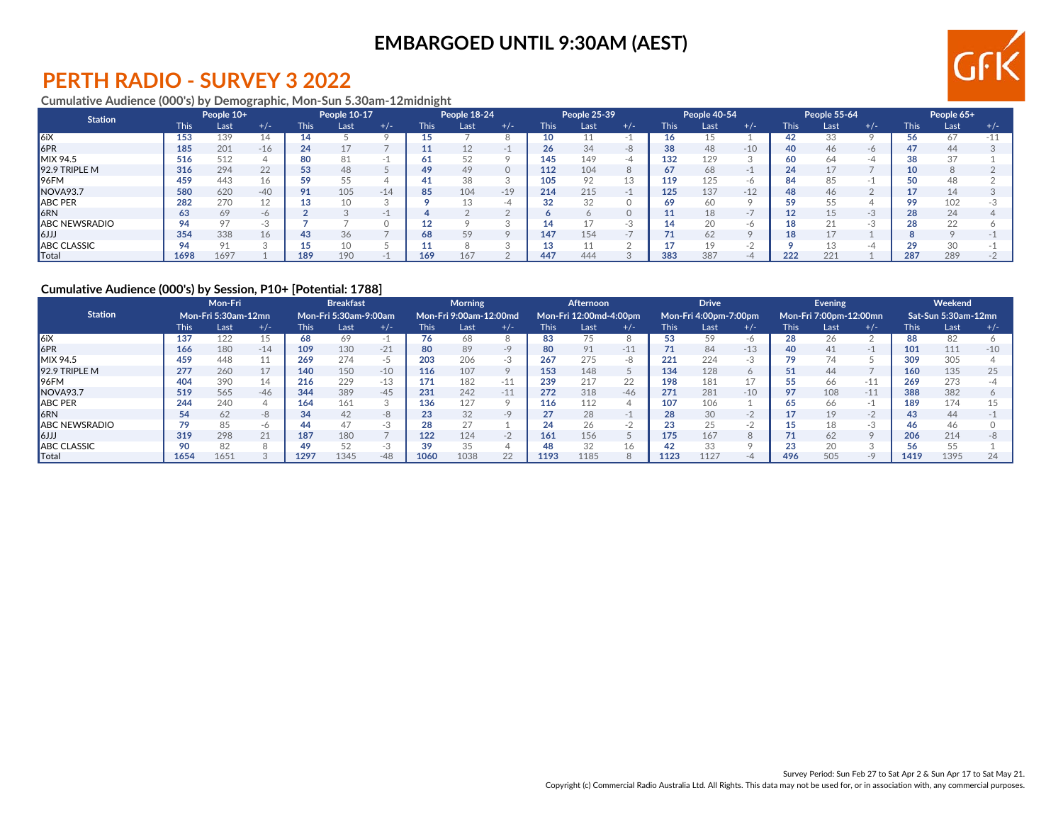**EMBARGOED UNTIL 9:30AM (AEST)**

# PERTH RADIO - SURVEY 3 2022

### Cumulative Audience (000's) by Demographic, Mon-Sun 5.30am-12midnight

| Station | People 10+ | | | People 10-17 | | | People 18-24 | | | People 25-39 | | | People 40-54 | | | People 55-64 | | | People 65+ | | |
|---|---|---|---|---|---|---|---|---|---|---|---|---|---|---|---|---|---|---|---|---|---|
| | This | Last | +/- | This | Last | +/- | This | Last | +/- | This | Last | +/- | This | Last | +/- | This | Last | +/- | This | Last | +/- |
| 6iX | 153 | 139 | 14 | 14 | 5 | 9 | 15 | 7 | 8 | 10 | 11 | -1 | 16 | 15 | 1 | 42 | 33 | 9 | 56 | 67 | -11 |
| 6PR | 185 | 201 | -16 | 24 | 17 | 7 | 11 | 12 | -1 | 26 | 34 | -8 | 38 | 48 | -10 | 40 | 46 | -6 | 47 | 44 | 3 |
| MIX 94.5 | 516 | 512 | 4 | 80 | 81 | -1 | 61 | 52 | 9 | 145 | 149 | -4 | 132 | 129 | 3 | 60 | 64 | -4 | 38 | 37 | 1 |
| 92.9 TRIPLE M | 316 | 294 | 22 | 53 | 48 | 5 | 49 | 49 | 0 | 112 | 104 | 8 | 67 | 68 | -1 | 24 | 17 | 7 | 10 | 8 | 2 |
| 96FM | 459 | 443 | 16 | 59 | 55 | 4 | 41 | 38 | 3 | 105 | 92 | 13 | 119 | 125 | -6 | 84 | 85 | -1 | 50 | 48 | 2 |
| NOVA93.7 | 580 | 620 | -40 | 91 | 105 | -14 | 85 | 104 | -19 | 214 | 215 | -1 | 125 | 137 | -12 | 48 | 46 | 2 | 17 | 14 | 3 |
| ABC PER | 282 | 270 | 12 | 13 | 10 | 3 | 9 | 13 | -4 | 32 | 32 | 0 | 69 | 60 | 9 | 59 | 55 | 4 | 99 | 102 | -3 |
| 6RN | 63 | 69 | -6 | 2 | 3 | -1 | 4 | 2 | 2 | 6 | 6 | 0 | 11 | 18 | -7 | 12 | 15 | -3 | 28 | 24 | 4 |
| ABC NEWSRADIO | 94 | 97 | -3 | 7 | 7 | 0 | 12 | 9 | 3 | 14 | 17 | -3 | 14 | 20 | -6 | 18 | 21 | -3 | 28 | 22 | 6 |
| 6JJJ | 354 | 338 | 16 | 43 | 36 | 7 | 68 | 59 | 9 | 147 | 154 | -7 | 71 | 62 | 9 | 18 | 17 | 1 | 8 | 9 | -1 |
| ABC CLASSIC | 94 | 91 | 3 | 15 | 10 | 5 | 11 | 8 | 3 | 13 | 11 | 2 | 17 | 19 | -2 | 9 | 13 | -4 | 29 | 30 | -1 |
| Total | 1698 | 1697 | 1 | 189 | 190 | -1 | 169 | 167 | 2 | 447 | 444 | 3 | 383 | 387 | -4 | 222 | 221 | 1 | 287 | 289 | -2 |

### Cumulative Audience (000's) by Session, P10+ [Potential: 1788]

| Station | Mon-Fri | | | Breakfast | | | Morning | | | Afternoon | | | Drive | | | Evening | | | Weekend | | |
|---|---|---|---|---|---|---|---|---|---|---|---|---|---|---|---|---|---|---|---|---|---|
| | Mon-Fri 5:30am-12mn | | | Mon-Fri 5:30am-9:00am | | | Mon-Fri 9:00am-12:00md | | | Mon-Fri 12:00md-4:00pm | | | Mon-Fri 4:00pm-7:00pm | | | Mon-Fri 7:00pm-12:00mn | | | Sat-Sun 5:30am-12mn | | |
| | This | Last | +/- | This | Last | +/- | This | Last | +/- | This | Last | +/- | This | Last | +/- | This | Last | +/- | This | Last | +/- |
| 6iX | 137 | 122 | 15 | 68 | 69 | -1 | 76 | 68 | 8 | 83 | 75 | 8 | 53 | 59 | -6 | 28 | 26 | 2 | 88 | 82 | 6 |
| 6PR | 166 | 180 | -14 | 109 | 130 | -21 | 80 | 89 | -9 | 80 | 91 | -11 | 71 | 84 | -13 | 40 | 41 | -1 | 101 | 111 | -10 |
| MIX 94.5 | 459 | 448 | 11 | 269 | 274 | -5 | 203 | 206 | -3 | 267 | 275 | -8 | 221 | 224 | -3 | 79 | 74 | 5 | 309 | 305 | 4 |
| 92.9 TRIPLE M | 277 | 260 | 17 | 140 | 150 | -10 | 116 | 107 | 9 | 153 | 148 | 5 | 134 | 128 | 6 | 51 | 44 | 7 | 160 | 135 | 25 |
| 96FM | 404 | 390 | 14 | 216 | 229 | -13 | 171 | 182 | -11 | 239 | 217 | 22 | 198 | 181 | 17 | 55 | 66 | -11 | 269 | 273 | -4 |
| NOVA93.7 | 519 | 565 | -46 | 344 | 389 | -45 | 231 | 242 | -11 | 272 | 318 | -46 | 271 | 281 | -10 | 97 | 108 | -11 | 388 | 382 | 6 |
| ABC PER | 244 | 240 | 4 | 164 | 161 | 3 | 136 | 127 | 9 | 116 | 112 | 4 | 107 | 106 | 1 | 65 | 66 | -1 | 189 | 174 | 15 |
| 6RN | 54 | 62 | -8 | 34 | 42 | -8 | 23 | 32 | -9 | 27 | 28 | -1 | 28 | 30 | -2 | 17 | 19 | -2 | 43 | 44 | -1 |
| ABC NEWSRADIO | 79 | 85 | -6 | 44 | 47 | -3 | 28 | 27 | 1 | 24 | 26 | -2 | 23 | 25 | -2 | 15 | 18 | -3 | 46 | 46 | 0 |
| 6JJJ | 319 | 298 | 21 | 187 | 180 | 7 | 122 | 124 | -2 | 161 | 156 | 5 | 175 | 167 | 8 | 71 | 62 | 9 | 206 | 214 | -8 |
| ABC CLASSIC | 90 | 82 | 8 | 49 | 52 | -3 | 39 | 35 | 4 | 48 | 32 | 16 | 42 | 33 | 9 | 23 | 20 | 3 | 56 | 55 | 1 |
| Total | 1654 | 1651 | 3 | 1297 | 1345 | -48 | 1060 | 1038 | 22 | 1193 | 1185 | 8 | 1123 | 1127 | -4 | 496 | 505 | -9 | 1419 | 1395 | 24 |

Survey Period: Sun Feb 27 to Sat Apr 2 & Sun Apr 17 to Sat May 21.

Copyright (c) Commercial Radio Australia Ltd. All Rights. This data may not be used for, or in association with, any commercial purposes.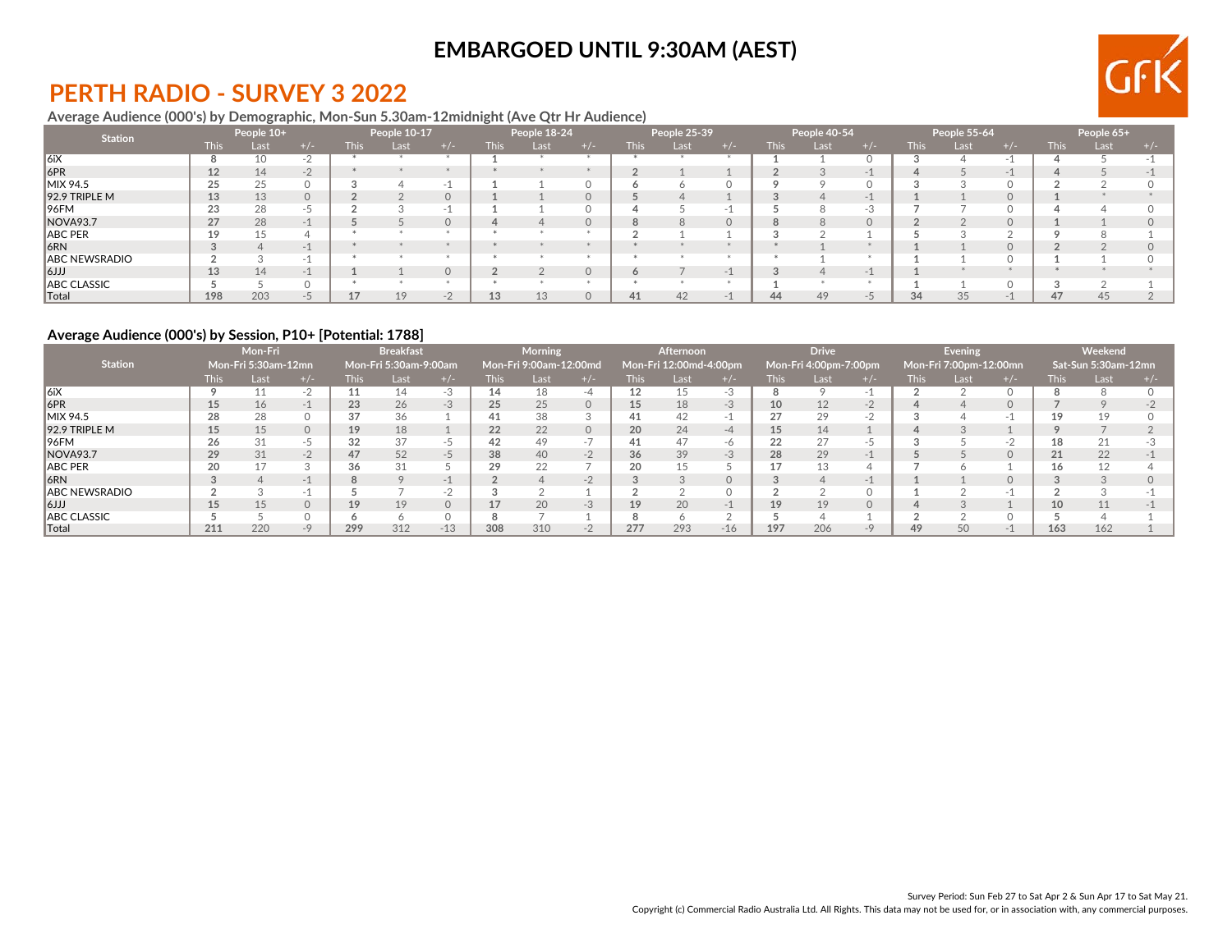EMBARGOED UNTIL 9:30AM (AEST)

# PERTH RADIO - SURVEY 3 2022

### Average Audience (000's) by Demographic, Mon-Sun 5.30am-12midnight (Ave Qtr Hr Audience)

| Station | People 10+ | | | People 10-17 | | | People 18-24 | | | People 25-39 | | | People 40-54 | | | People 55-64 | | | People 65+ | | |
|---|---|---|---|---|---|---|---|---|---|---|---|---|---|---|---|---|---|---|---|---|---|
| | This | Last | +/- | This | Last | +/- | This | Last | +/- | This | Last | +/- | This | Last | +/- | This | Last | +/- | This | Last | +/- |
| 6iX | 8 | 10 | -2 | * | * | * | 1 | * | * | * | * | * | 1 | 1 | 0 | 3 | 4 | -1 | 4 | 5 | -1 |
| 6PR | 12 | 14 | -2 | * | * | * | * | * | * | 2 | 1 | 1 | 2 | 3 | -1 | 4 | 5 | -1 | 4 | 5 | -1 |
| MIX 94.5 | 25 | 25 | 0 | 3 | 4 | -1 | 1 | 1 | 0 | 6 | 6 | 0 | 9 | 9 | 0 | 3 | 3 | 0 | 2 | 2 | 0 |
| 92.9 TRIPLE M | 13 | 13 | 0 | 2 | 2 | 0 | 1 | 1 | 0 | 5 | 4 | 1 | 3 | 4 | -1 | 1 | 1 | 0 | 1 | * | * |
| 96FM | 23 | 28 | -5 | 2 | 3 | -1 | 1 | 1 | 0 | 4 | 5 | -1 | 5 | 8 | -3 | 7 | 7 | 0 | 4 | 4 | 0 |
| NOVA93.7 | 27 | 28 | -1 | 5 | 5 | 0 | 4 | 4 | 0 | 8 | 8 | 0 | 8 | 8 | 0 | 2 | 2 | 0 | 1 | 1 | 0 |
| ABC PER | 19 | 15 | 4 | * | * | * | * | * | * | 2 | 1 | 1 | 3 | 2 | 1 | 5 | 3 | 2 | 9 | 8 | 1 |
| 6RN | 3 | 4 | -1 | * | * | * | * | * | * | * | * | * | * | 1 | * | 1 | 1 | 0 | 2 | 2 | 0 |
| ABC NEWSRADIO | 2 | 3 | -1 | * | * | * | * | * | * | * | * | * | * | 1 | * | 1 | 1 | 0 | 1 | 1 | 0 |
| 6JJJ | 13 | 14 | -1 | 1 | 1 | 0 | 2 | 2 | 0 | 6 | 7 | -1 | 3 | 4 | -1 | 1 | * | * | * | * | * |
| ABC CLASSIC | 5 | 5 | 0 | * | * | * | * | * | * | * | * | * | 1 | * | * | 1 | 1 | 0 | 3 | 2 | 1 |
| Total | 198 | 203 | -5 | 17 | 19 | -2 | 13 | 13 | 0 | 41 | 42 | -1 | 44 | 49 | -5 | 34 | 35 | -1 | 47 | 45 | 2 |

### Average Audience (000's) by Session, P10+ [Potential: 1788]

| Station | Mon-Fri Mon-Fri 5:30am-12mn | | | Breakfast Mon-Fri 5:30am-9:00am | | | Morning Mon-Fri 9:00am-12:00md | | | Afternoon Mon-Fri 12:00md-4:00pm | | | Drive Mon-Fri 4:00pm-7:00pm | | | Evening Mon-Fri 7:00pm-12:00mn | | | Weekend Sat-Sun 5:30am-12mn | | |
|---|---|---|---|---|---|---|---|---|---|---|---|---|---|---|---|---|---|---|---|---|---|
| | This | Last | +/- | This | Last | +/- | This | Last | +/- | This | Last | +/- | This | Last | +/- | This | Last | +/- | This | Last | +/- |
| 6iX | 9 | 11 | -2 | 11 | 14 | -3 | 14 | 18 | -4 | 12 | 15 | -3 | 8 | 9 | -1 | 2 | 2 | 0 | 8 | 8 | 0 |
| 6PR | 15 | 16 | -1 | 23 | 26 | -3 | 25 | 25 | 0 | 15 | 18 | -3 | 10 | 12 | -2 | 4 | 4 | 0 | 7 | 9 | -2 |
| MIX 94.5 | 28 | 28 | 0 | 37 | 36 | 1 | 41 | 38 | 3 | 41 | 42 | -1 | 27 | 29 | -2 | 3 | 4 | -1 | 19 | 19 | 0 |
| 92.9 TRIPLE M | 15 | 15 | 0 | 19 | 18 | 1 | 22 | 22 | 0 | 20 | 24 | -4 | 15 | 14 | 1 | 4 | 3 | 1 | 9 | 7 | 2 |
| 96FM | 26 | 31 | -5 | 32 | 37 | -5 | 42 | 49 | -7 | 41 | 47 | -6 | 22 | 27 | -5 | 3 | 5 | -2 | 18 | 21 | -3 |
| NOVA93.7 | 29 | 31 | -2 | 47 | 52 | -5 | 38 | 40 | -2 | 36 | 39 | -3 | 28 | 29 | -1 | 5 | 5 | 0 | 21 | 22 | -1 |
| ABC PER | 20 | 17 | 3 | 36 | 31 | 5 | 29 | 22 | 7 | 20 | 15 | 5 | 17 | 13 | 4 | 7 | 6 | 1 | 16 | 12 | 4 |
| 6RN | 3 | 4 | -1 | 8 | 9 | -1 | 2 | 4 | -2 | 3 | 3 | 0 | 3 | 4 | -1 | 1 | 1 | 0 | 3 | 3 | 0 |
| ABC NEWSRADIO | 2 | 3 | -1 | 5 | 7 | -2 | 3 | 2 | 1 | 2 | 2 | 0 | 2 | 2 | 0 | 1 | 2 | -1 | 2 | 3 | -1 |
| 6JJJ | 15 | 15 | 0 | 19 | 19 | 0 | 17 | 20 | -3 | 19 | 20 | -1 | 19 | 19 | 0 | 4 | 3 | 1 | 10 | 11 | -1 |
| ABC CLASSIC | 5 | 5 | 0 | 6 | 6 | 0 | 8 | 7 | 1 | 8 | 6 | 2 | 5 | 4 | 1 | 2 | 2 | 0 | 5 | 4 | 1 |
| Total | 211 | 220 | -9 | 299 | 312 | -13 | 308 | 310 | -2 | 277 | 293 | -16 | 197 | 206 | -9 | 49 | 50 | -1 | 163 | 162 | 1 |

Survey Period: Sun Feb 27 to Sat Apr 2 & Sun Apr 17 to Sat May 21.

Copyright (c) Commercial Radio Australia Ltd. All Rights. This data may not be used for, or in association with, any commercial purposes.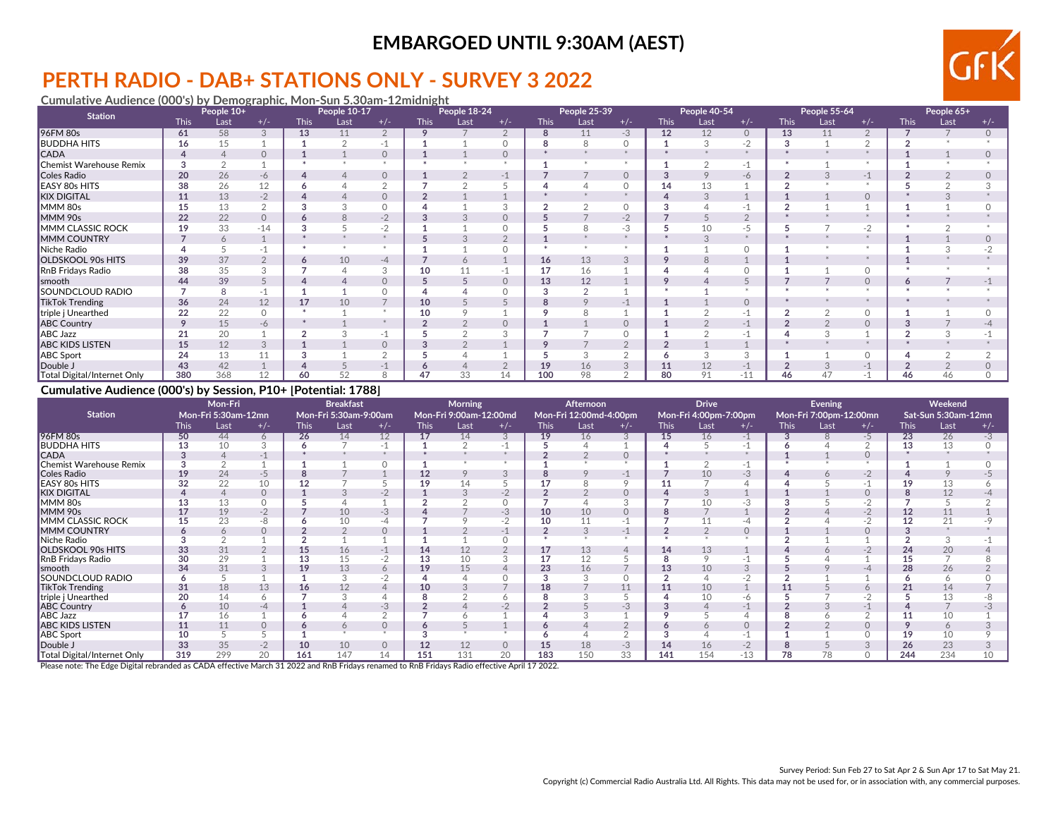**EMBARGOED UNTIL 9:30AM (AEST)**

# PERTH RADIO - DAB+ STATIONS ONLY - SURVEY 3 2022

### Cumulative Audience (000's) by Demographic, Mon-Sun 5.30am-12midnight

| Station | People 10+ | | | People 10-17 | | | People 18-24 | | | People 25-39 | | | People 40-54 | | | People 55-64 | | | People 65+ | | |
|---|---|---|---|---|---|---|---|---|---|---|---|---|---|---|---|---|---|---|---|---|---|
| | This | Last | +/- | This | Last | +/- | This | Last | +/- | This | Last | +/- | This | Last | +/- | This | Last | +/- | This | Last | +/- |
| 96FM 80s | 61 | 58 | 3 | 13 | 11 | 2 | 9 | 7 | 2 | 8 | 11 | -3 | 12 | 12 | 0 | 13 | 11 | 2 | 7 | 7 | 0 |
| BUDDHA HITS | 16 | 15 | 1 | 1 | 2 | -1 | 1 | 1 | 0 | 8 | 8 | 0 | 1 | 3 | -2 | 3 | 1 | 2 | 2 | * | * |
| CADA | 4 | 4 | 0 | 1 | 1 | 0 | 1 | 1 | 0 | * | * | * | * | * | * | * | * | * | 1 | 1 | 0 |
| Chemist Warehouse Remix | 3 | 2 | 1 | * | * | * | * | * | * | 1 | * | * | 1 | 2 | -1 | * | 1 | * | 1 | * | * |
| Coles Radio | 20 | 26 | -6 | 4 | 4 | 0 | 1 | 2 | -1 | 7 | 7 | 0 | 3 | 9 | -6 | 2 | 3 | -1 | 2 | 2 | 0 |
| EASY 80s HITS | 38 | 26 | 12 | 6 | 4 | 2 | 7 | 2 | 5 | 4 | 4 | 0 | 14 | 13 | 1 | 2 | * | * | 5 | 2 | 3 |
| KIX DIGITAL | 11 | 13 | -2 | 4 | 4 | 0 | 2 | 1 | 1 | * | * | * | 4 | 3 | 1 | 1 | 1 | 0 | * | 3 | * |
| MMM 80s | 15 | 13 | 2 | 3 | 3 | 0 | 4 | 1 | 3 | 2 | 2 | 0 | 3 | 4 | -1 | 2 | 1 | 1 | 1 | 1 | 0 |
| MMM 90s | 22 | 22 | 0 | 6 | 8 | -2 | 3 | 3 | 0 | 5 | 7 | -2 | 7 | 5 | 2 | * | * | * | * | * | * |
| MMM CLASSIC ROCK | 19 | 33 | -14 | 3 | 5 | -2 | 1 | 1 | 0 | 5 | 8 | -3 | 5 | 10 | -5 | 5 | 7 | -2 | * | 2 | * |
| MMM COUNTRY | 7 | 6 | 1 | * | * | * | 5 | 3 | 2 | 1 | * | * | * | 3 | * | * | * | * | 1 | 1 | 0 |
| Niche Radio | 4 | 5 | -1 | * | * | * | 1 | 1 | 0 | * | * | * | 1 | 1 | 0 | 1 | * | * | 1 | 3 | -2 |
| OLDSKOOL 90s HITS | 39 | 37 | 2 | 6 | 10 | -4 | 7 | 6 | 1 | 16 | 13 | 3 | 9 | 8 | 1 | 1 | * | * | 1 | * | * |
| RnB Fridays Radio | 38 | 35 | 3 | 7 | 4 | 3 | 10 | 11 | -1 | 17 | 16 | 1 | 4 | 4 | 0 | 1 | 1 | 0 | * | * | * |
| smooth | 44 | 39 | 5 | 4 | 4 | 0 | 5 | 5 | 0 | 13 | 12 | 1 | 9 | 4 | 5 | 7 | 7 | 0 | 6 | 7 | -1 |
| SOUNDCLOUD RADIO | 7 | 8 | -1 | 1 | 1 | 0 | 4 | 4 | 0 | 3 | 2 | 1 | * | 1 | * | * | * | * | * | * | * |
| TikTok Trending | 36 | 24 | 12 | 17 | 10 | 7 | 10 | 5 | 5 | 8 | 9 | -1 | 1 | 1 | 0 | * | * | * | * | * | * |
| triple j Unearthed | 22 | 22 | 0 | * | 1 | * | 10 | 9 | 1 | 9 | 8 | 1 | 1 | 2 | -1 | 2 | 2 | 0 | 1 | 1 | 0 |
| ABC Country | 9 | 15 | -6 | * | 1 | * | 2 | 2 | 0 | 1 | 1 | 0 | 1 | 2 | -1 | 2 | 2 | 0 | 3 | 7 | -4 |
| ABC Jazz | 21 | 20 | 1 | 2 | 3 | -1 | 5 | 2 | 3 | 7 | 7 | 0 | 1 | 2 | -1 | 4 | 3 | 1 | 2 | 3 | -1 |
| ABC KIDS LISTEN | 15 | 12 | 3 | 1 | 1 | 0 | 3 | 2 | 1 | 9 | 7 | 2 | 2 | 1 | 1 | * | * | * | * | * | * |
| ABC Sport | 24 | 13 | 11 | 3 | 1 | 2 | 5 | 4 | 1 | 5 | 3 | 2 | 6 | 3 | 3 | 1 | 1 | 0 | 4 | 2 | 2 |
| Double J | 43 | 42 | 1 | 4 | 5 | -1 | 6 | 4 | 2 | 19 | 16 | 3 | 11 | 12 | -1 | 2 | 3 | -1 | 2 | 2 | 0 |
| Total Digital/Internet Only | 380 | 368 | 12 | 60 | 52 | 8 | 47 | 33 | 14 | 100 | 98 | 2 | 80 | 91 | -11 | 46 | 47 | -1 | 46 | 46 | 0 |

### Cumulative Audience (000's) by Session, P10+ [Potential: 1788]

| Station | Mon-Fri Mon-Fri 5:30am-12mn | | | Breakfast Mon-Fri 5:30am-9:00am | | | Morning Mon-Fri 9:00am-12:00md | | | Afternoon Mon-Fri 12:00md-4:00pm | | | Drive Mon-Fri 4:00pm-7:00pm | | | Evening Mon-Fri 7:00pm-12:00mn | | | Weekend Sat-Sun 5:30am-12mn | | |
|---|---|---|---|---|---|---|---|---|---|---|---|---|---|---|---|---|---|---|---|---|---|
| | This | Last | +/- | This | Last | +/- | This | Last | +/- | This | Last | +/- | This | Last | +/- | This | Last | +/- | This | Last | +/- |
| 96FM 80s | 50 | 44 | 6 | 26 | 14 | 12 | 17 | 14 | 3 | 19 | 16 | 3 | 15 | 16 | -1 | 3 | 8 | -5 | 23 | 26 | -3 |
| BUDDHA HITS | 13 | 10 | 3 | 6 | 7 | -1 | 1 | 2 | -1 | 5 | 4 | 1 | 4 | 5 | -1 | 6 | 4 | 2 | 13 | 13 | 0 |
| CADA | 3 | 4 | -1 | * | * | * | * | * | * | 2 | 2 | 0 | * | * | * | 1 | 1 | 0 | * | * | * |
| Chemist Warehouse Remix | 3 | 2 | 1 | 1 | 1 | 0 | 1 | * | * | 1 | * | * | 1 | 2 | -1 | * | * | * | 1 | 1 | 0 |
| Coles Radio | 19 | 24 | -5 | 8 | 7 | 1 | 12 | 9 | 3 | 8 | 9 | -1 | 7 | 10 | -3 | 4 | 6 | -2 | 4 | 9 | -5 |
| EASY 80s HITS | 32 | 22 | 10 | 12 | 7 | 5 | 19 | 14 | 5 | 17 | 8 | 9 | 11 | 7 | 4 | 4 | 5 | -1 | 19 | 13 | 6 |
| KIX DIGITAL | 4 | 4 | 0 | 1 | 3 | -2 | 1 | 3 | -2 | 2 | 2 | 0 | 4 | 3 | 1 | 1 | 1 | 0 | 8 | 12 | -4 |
| MMM 80s | 13 | 13 | 0 | 5 | 4 | 1 | 2 | 2 | 0 | 7 | 4 | 3 | 7 | 10 | -3 | 3 | 5 | -2 | 7 | 5 | 2 |
| MMM 90s | 17 | 19 | -2 | 7 | 10 | -3 | 4 | 7 | -3 | 10 | 10 | 0 | 8 | 7 | 1 | 2 | 4 | -2 | 12 | 11 | 1 |
| MMM CLASSIC ROCK | 15 | 23 | -8 | 6 | 10 | -4 | 7 | 9 | -2 | 10 | 11 | -1 | 7 | 11 | -4 | 2 | 4 | -2 | 12 | 21 | -9 |
| MMM COUNTRY | 6 | 6 | 0 | 2 | 2 | 0 | 1 | 2 | -1 | 2 | 3 | -1 | 2 | 2 | 0 | 1 | 1 | 0 | 3 | * | * |
| Niche Radio | 3 | 2 | 1 | 2 | 1 | 1 | 1 | 1 | 0 | * | * | * | * | * | * | 2 | 1 | 1 | 2 | 3 | -1 |
| OLDSKOOL 90s HITS | 33 | 31 | 2 | 15 | 16 | -1 | 14 | 12 | 2 | 17 | 13 | 4 | 14 | 13 | 1 | 4 | 6 | -2 | 24 | 20 | 4 |
| RnB Fridays Radio | 30 | 29 | 1 | 13 | 15 | -2 | 13 | 10 | 3 | 17 | 12 | 5 | 8 | 9 | -1 | 5 | 4 | 1 | 15 | 7 | 8 |
| smooth | 34 | 31 | 3 | 19 | 13 | 6 | 19 | 15 | 4 | 23 | 16 | 7 | 13 | 10 | 3 | 5 | 9 | -4 | 28 | 26 | 2 |
| SOUNDCLOUD RADIO | 6 | 5 | 1 | 1 | 3 | -2 | 4 | 4 | 0 | 3 | 3 | 0 | 2 | 4 | -2 | 2 | 1 | 1 | 6 | 6 | 0 |
| TikTok Trending | 31 | 18 | 13 | 16 | 12 | 4 | 10 | 3 | 7 | 18 | 7 | 11 | 11 | 10 | 1 | 11 | 5 | 6 | 21 | 14 | 7 |
| triple j Unearthed | 20 | 14 | 6 | 7 | 3 | 4 | 8 | 2 | 6 | 8 | 3 | 5 | 4 | 10 | -6 | 5 | 7 | -2 | 5 | 13 | -8 |
| ABC Country | 6 | 10 | -4 | 1 | 4 | -3 | 2 | 4 | -2 | 2 | 5 | -3 | 3 | 4 | -1 | 2 | 3 | -1 | 4 | 7 | -3 |
| ABC Jazz | 17 | 16 | 1 | 6 | 4 | 2 | 7 | 6 | 1 | 4 | 3 | 1 | 9 | 5 | 4 | 8 | 6 | 2 | 11 | 10 | 1 |
| ABC KIDS LISTEN | 11 | 11 | 0 | 6 | 6 | 0 | 6 | 5 | 1 | 6 | 4 | 2 | 6 | 6 | 0 | 2 | 2 | 0 | 9 | 6 | 3 |
| ABC Sport | 10 | 5 | 5 | 1 | * | * | 3 | * | * | 6 | 4 | 2 | 3 | 4 | -1 | 1 | 1 | 0 | 19 | 10 | 9 |
| Double J | 33 | 35 | -2 | 10 | 10 | 0 | 12 | 12 | 0 | 15 | 18 | -3 | 14 | 16 | -2 | 8 | 5 | 3 | 26 | 23 | 3 |
| Total Digital/Internet Only | 319 | 299 | 20 | 161 | 147 | 14 | 151 | 131 | 20 | 183 | 150 | 33 | 141 | 154 | -13 | 78 | 78 | 0 | 244 | 234 | 10 |

Please note: The Edge Digital rebranded as CADA effective March 31 2022 and RnB Fridays renamed to RnB Fridays Radio effective April 17 2022.

Survey Period: Sun Feb 27 to Sat Apr 2 & Sun Apr 17 to Sat May 21.

Copyright (c) Commercial Radio Australia Ltd. All Rights. This data may not be used for, or in association with, any commercial purposes.